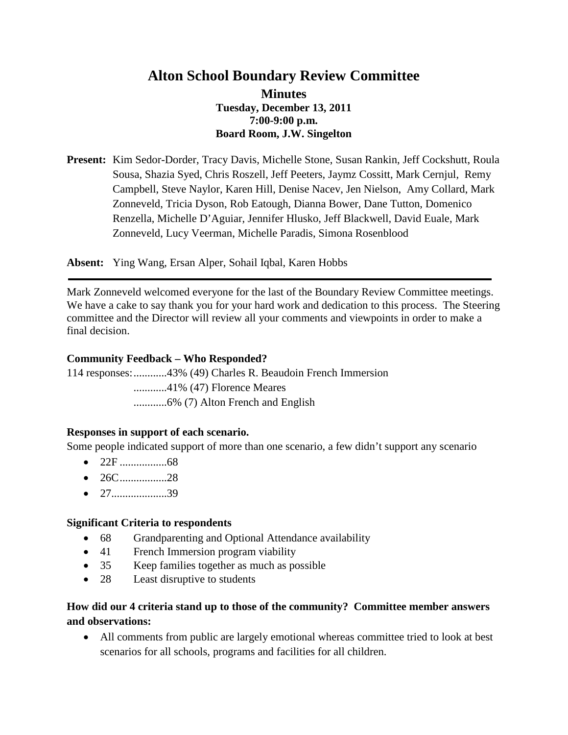# Alton School Boundary Review Committee

## Minutes

**Tuesday, December 13, 2011**
**7:00-9:00 p.m.**
**Board Room, J.W. Singelton**

**Present:** Kim Sedor-Dorder, Tracy Davis, Michelle Stone, Susan Rankin, Jeff Cockshutt, Roula Sousa, Shazia Syed, Chris Roszell, Jeff Peeters, Jaymz Cossitt, Mark Cernjul, Remy Campbell, Steve Naylor, Karen Hill, Denise Nacev, Jen Nielson, Amy Collard, Mark Zonneveld, Tricia Dyson, Rob Eatough, Dianna Bower, Dane Tutton, Domenico Renzella, Michelle D'Aguiar, Jennifer Hlusko, Jeff Blackwell, David Euale, Mark Zonneveld, Lucy Veerman, Michelle Paradis, Simona Rosenblood

**Absent:** Ying Wang, Ersan Alper, Sohail Iqbal, Karen Hobbs

---

Mark Zonneveld welcomed everyone for the last of the Boundary Review Committee meetings. We have a cake to say thank you for your hard work and dedication to this process. The Steering committee and the Director will review all your comments and viewpoints in order to make a final decision.

**Community Feedback – Who Responded?**

114 responses:............43% (49) Charles R. Beaudoin French Immersion
............41% (47) Florence Meares
............6% (7) Alton French and English

**Responses in support of each scenario.**

Some people indicated support of more than one scenario, a few didn't support any scenario

- 22F .................68
- 26C.................28
- 27....................39

**Significant Criteria to respondents**

- 68 Grandparenting and Optional Attendance availability
- 41 French Immersion program viability
- 35 Keep families together as much as possible
- 28 Least disruptive to students

**How did our 4 criteria stand up to those of the community? Committee member answers and observations:**

- All comments from public are largely emotional whereas committee tried to look at best scenarios for all schools, programs and facilities for all children.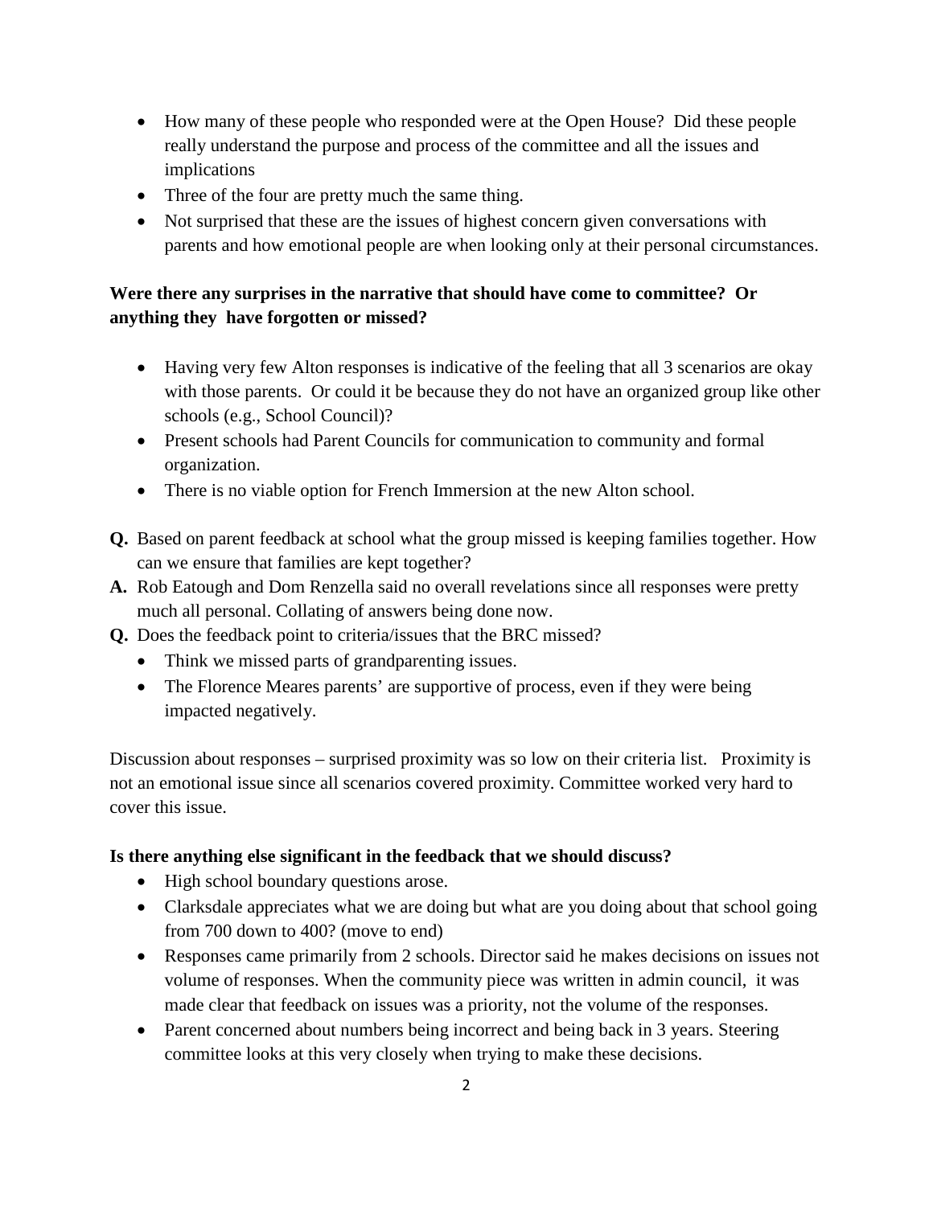- How many of these people who responded were at the Open House? Did these people really understand the purpose and process of the committee and all the issues and implications
- Three of the four are pretty much the same thing.
- Not surprised that these are the issues of highest concern given conversations with parents and how emotional people are when looking only at their personal circumstances.

**Were there any surprises in the narrative that should have come to committee? Or anything they have forgotten or missed?**

- Having very few Alton responses is indicative of the feeling that all 3 scenarios are okay with those parents. Or could it be because they do not have an organized group like other schools (e.g., School Council)?
- Present schools had Parent Councils for communication to community and formal organization.
- There is no viable option for French Immersion at the new Alton school.

**Q.** Based on parent feedback at school what the group missed is keeping families together. How can we ensure that families are kept together?

**A.** Rob Eatough and Dom Renzella said no overall revelations since all responses were pretty much all personal. Collating of answers being done now.

**Q.** Does the feedback point to criteria/issues that the BRC missed?

- Think we missed parts of grandparenting issues.
- The Florence Meares parents' are supportive of process, even if they were being impacted negatively.

Discussion about responses – surprised proximity was so low on their criteria list. Proximity is not an emotional issue since all scenarios covered proximity. Committee worked very hard to cover this issue.

**Is there anything else significant in the feedback that we should discuss?**

- High school boundary questions arose.
- Clarksdale appreciates what we are doing but what are you doing about that school going from 700 down to 400? (move to end)
- Responses came primarily from 2 schools. Director said he makes decisions on issues not volume of responses. When the community piece was written in admin council, it was made clear that feedback on issues was a priority, not the volume of the responses.
- Parent concerned about numbers being incorrect and being back in 3 years. Steering committee looks at this very closely when trying to make these decisions.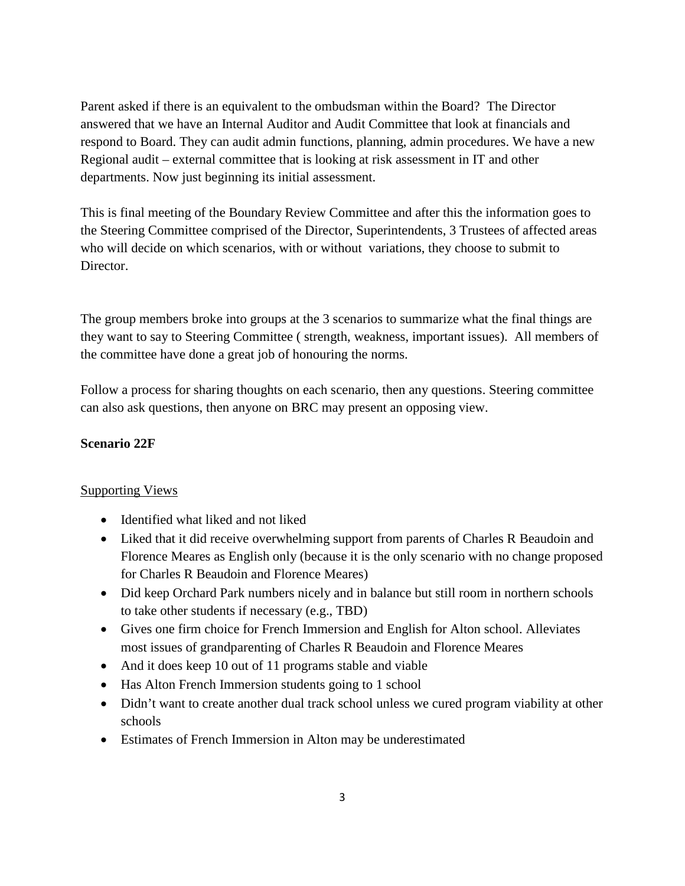Parent asked if there is an equivalent to the ombudsman within the Board? The Director answered that we have an Internal Auditor and Audit Committee that look at financials and respond to Board. They can audit admin functions, planning, admin procedures. We have a new Regional audit – external committee that is looking at risk assessment in IT and other departments. Now just beginning its initial assessment.

This is final meeting of the Boundary Review Committee and after this the information goes to the Steering Committee comprised of the Director, Superintendents, 3 Trustees of affected areas who will decide on which scenarios, with or without variations, they choose to submit to Director.

The group members broke into groups at the 3 scenarios to summarize what the final things are they want to say to Steering Committee ( strength, weakness, important issues). All members of the committee have done a great job of honouring the norms.

Follow a process for sharing thoughts on each scenario, then any questions. Steering committee can also ask questions, then anyone on BRC may present an opposing view.

**Scenario 22F**

Supporting Views

- Identified what liked and not liked
- Liked that it did receive overwhelming support from parents of Charles R Beaudoin and Florence Meares as English only (because it is the only scenario with no change proposed for Charles R Beaudoin and Florence Meares)
- Did keep Orchard Park numbers nicely and in balance but still room in northern schools to take other students if necessary (e.g., TBD)
- Gives one firm choice for French Immersion and English for Alton school. Alleviates most issues of grandparenting of Charles R Beaudoin and Florence Meares
- And it does keep 10 out of 11 programs stable and viable
- Has Alton French Immersion students going to 1 school
- Didn't want to create another dual track school unless we cured program viability at other schools
- Estimates of French Immersion in Alton may be underestimated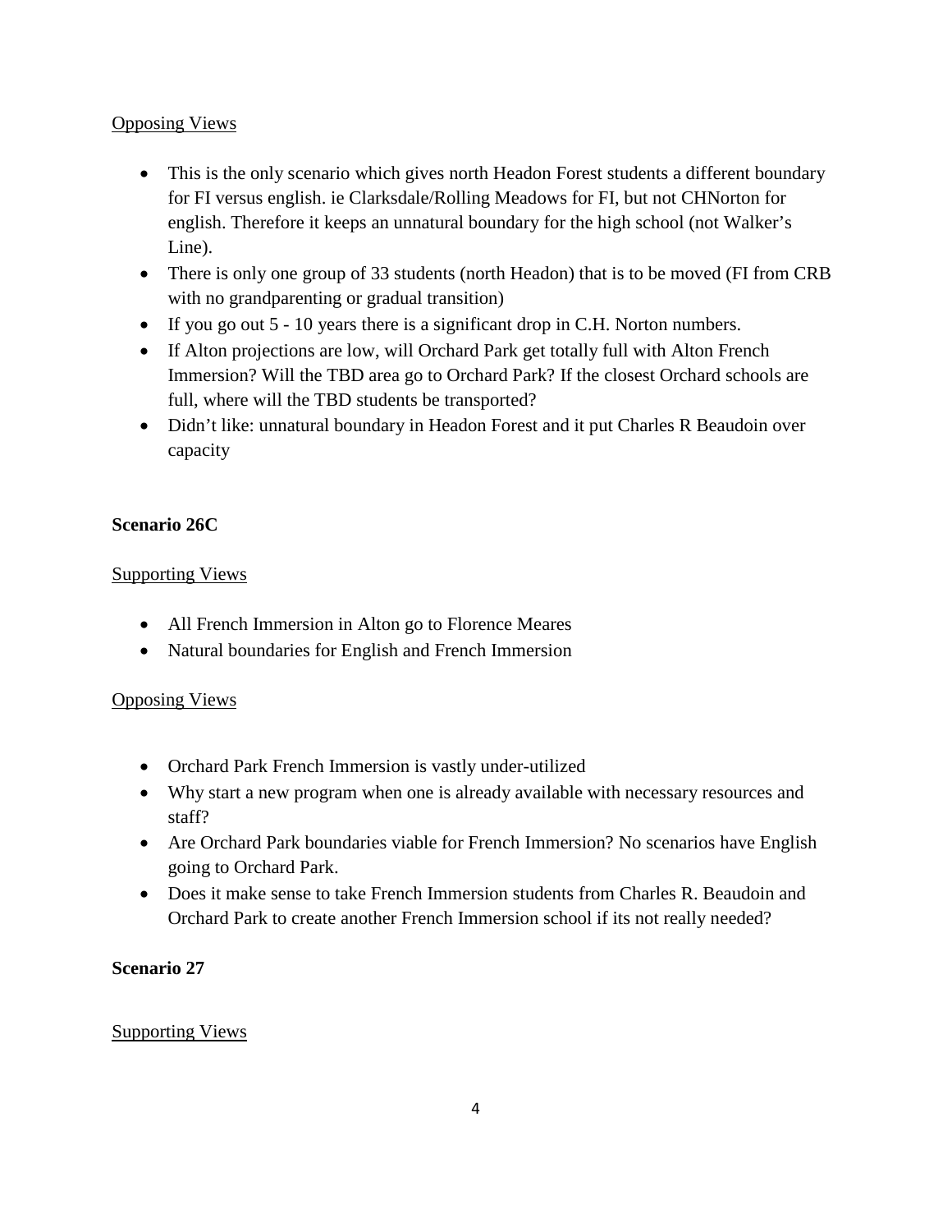Opposing Views

- This is the only scenario which gives north Headon Forest students a different boundary for FI versus english. ie Clarksdale/Rolling Meadows for FI, but not CHNorton for english. Therefore it keeps an unnatural boundary for the high school (not Walker's Line).
- There is only one group of 33 students (north Headon) that is to be moved (FI from CRB with no grandparenting or gradual transition)
- If you go out 5 - 10 years there is a significant drop in C.H. Norton numbers.
- If Alton projections are low, will Orchard Park get totally full with Alton French Immersion? Will the TBD area go to Orchard Park? If the closest Orchard schools are full, where will the TBD students be transported?
- Didn't like: unnatural boundary in Headon Forest and it put Charles R Beaudoin over capacity

**Scenario 26C**

Supporting Views

- All French Immersion in Alton go to Florence Meares
- Natural boundaries for English and French Immersion

Opposing Views

- Orchard Park French Immersion is vastly under-utilized
- Why start a new program when one is already available with necessary resources and staff?
- Are Orchard Park boundaries viable for French Immersion? No scenarios have English going to Orchard Park.
- Does it make sense to take French Immersion students from Charles R. Beaudoin and Orchard Park to create another French Immersion school if its not really needed?

**Scenario 27**

Supporting Views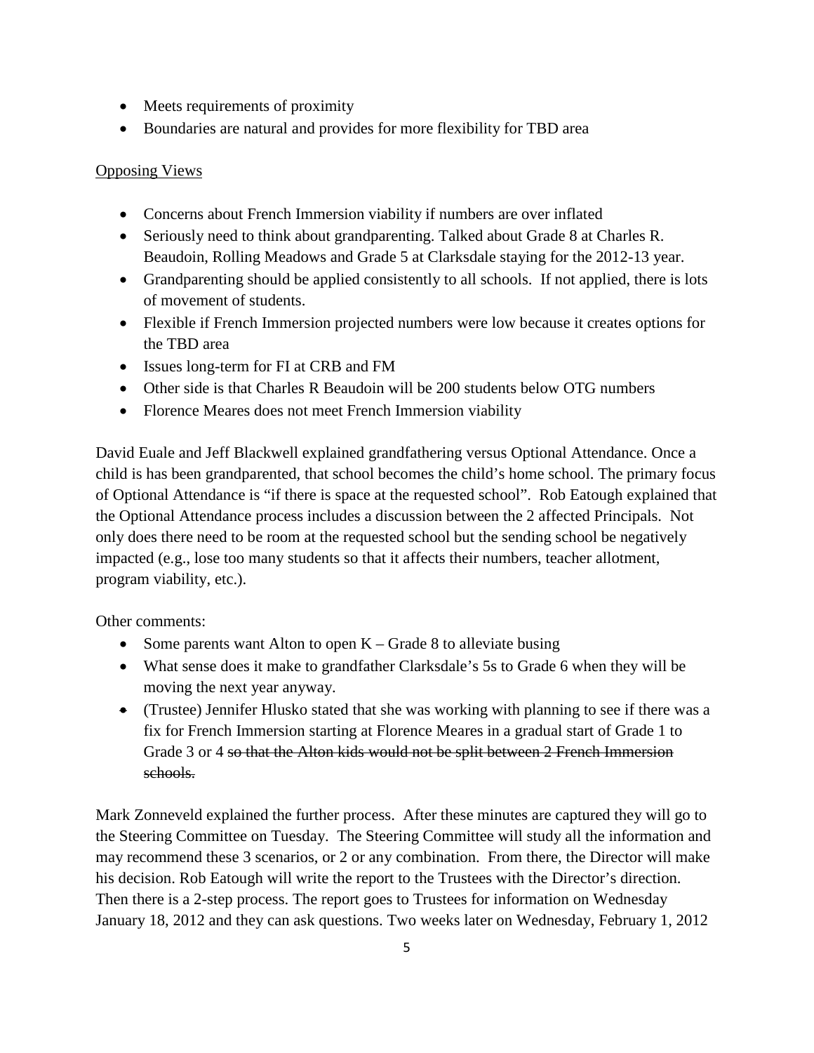- Meets requirements of proximity
- Boundaries are natural and provides for more flexibility for TBD area

<u>Opposing Views</u>

- Concerns about French Immersion viability if numbers are over inflated
- Seriously need to think about grandparenting. Talked about Grade 8 at Charles R. Beaudoin, Rolling Meadows and Grade 5 at Clarksdale staying for the 2012-13 year.
- Grandparenting should be applied consistently to all schools. If not applied, there is lots of movement of students.
- Flexible if French Immersion projected numbers were low because it creates options for the TBD area
- Issues long-term for FI at CRB and FM
- Other side is that Charles R Beaudoin will be 200 students below OTG numbers
- Florence Meares does not meet French Immersion viability

David Euale and Jeff Blackwell explained grandfathering versus Optional Attendance. Once a child is has been grandparented, that school becomes the child's home school. The primary focus of Optional Attendance is "if there is space at the requested school". Rob Eatough explained that the Optional Attendance process includes a discussion between the 2 affected Principals. Not only does there need to be room at the requested school but the sending school be negatively impacted (e.g., lose too many students so that it affects their numbers, teacher allotment, program viability, etc.).

Other comments:

- Some parents want Alton to open K – Grade 8 to alleviate busing
- What sense does it make to grandfather Clarksdale's 5s to Grade 6 when they will be moving the next year anyway.
- (Trustee) Jennifer Hlusko stated that she was working with planning to see if there was a fix for French Immersion starting at Florence Meares in a gradual start of Grade 1 to Grade 3 or 4 ~~so that the Alton kids would not be split between 2 French Immersion schools.~~

Mark Zonneveld explained the further process. After these minutes are captured they will go to the Steering Committee on Tuesday. The Steering Committee will study all the information and may recommend these 3 scenarios, or 2 or any combination. From there, the Director will make his decision. Rob Eatough will write the report to the Trustees with the Director's direction. Then there is a 2-step process. The report goes to Trustees for information on Wednesday January 18, 2012 and they can ask questions. Two weeks later on Wednesday, February 1, 2012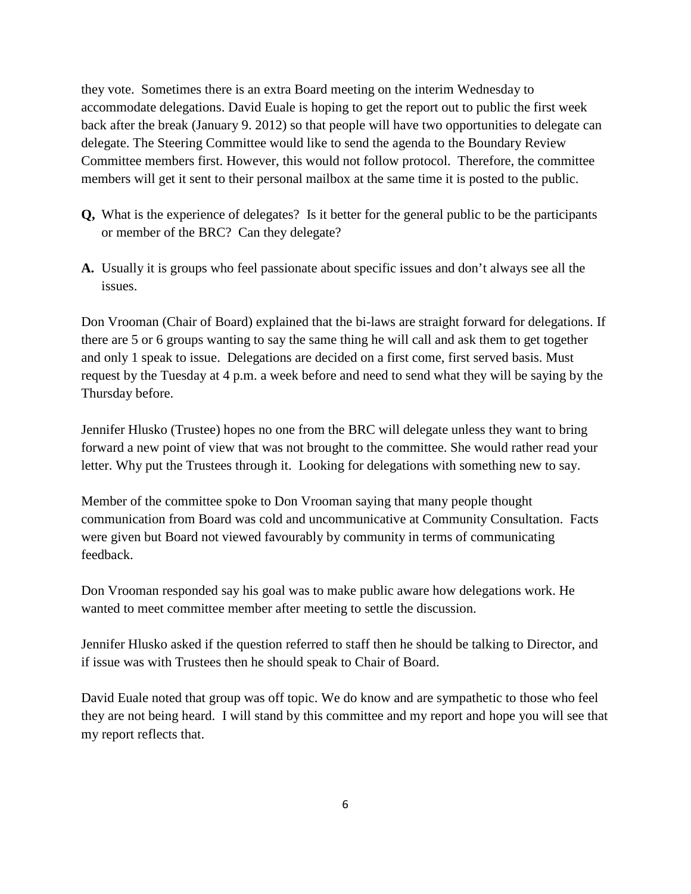they vote. Sometimes there is an extra Board meeting on the interim Wednesday to accommodate delegations. David Euale is hoping to get the report out to public the first week back after the break (January 9. 2012) so that people will have two opportunities to delegate can delegate. The Steering Committee would like to send the agenda to the Boundary Review Committee members first. However, this would not follow protocol. Therefore, the committee members will get it sent to their personal mailbox at the same time it is posted to the public.

**Q,** What is the experience of delegates? Is it better for the general public to be the participants or member of the BRC? Can they delegate?

**A.** Usually it is groups who feel passionate about specific issues and don't always see all the issues.

Don Vrooman (Chair of Board) explained that the bi-laws are straight forward for delegations. If there are 5 or 6 groups wanting to say the same thing he will call and ask them to get together and only 1 speak to issue. Delegations are decided on a first come, first served basis. Must request by the Tuesday at 4 p.m. a week before and need to send what they will be saying by the Thursday before.

Jennifer Hlusko (Trustee) hopes no one from the BRC will delegate unless they want to bring forward a new point of view that was not brought to the committee. She would rather read your letter. Why put the Trustees through it. Looking for delegations with something new to say.

Member of the committee spoke to Don Vrooman saying that many people thought communication from Board was cold and uncommunicative at Community Consultation. Facts were given but Board not viewed favourably by community in terms of communicating feedback.

Don Vrooman responded say his goal was to make public aware how delegations work. He wanted to meet committee member after meeting to settle the discussion.

Jennifer Hlusko asked if the question referred to staff then he should be talking to Director, and if issue was with Trustees then he should speak to Chair of Board.

David Euale noted that group was off topic. We do know and are sympathetic to those who feel they are not being heard. I will stand by this committee and my report and hope you will see that my report reflects that.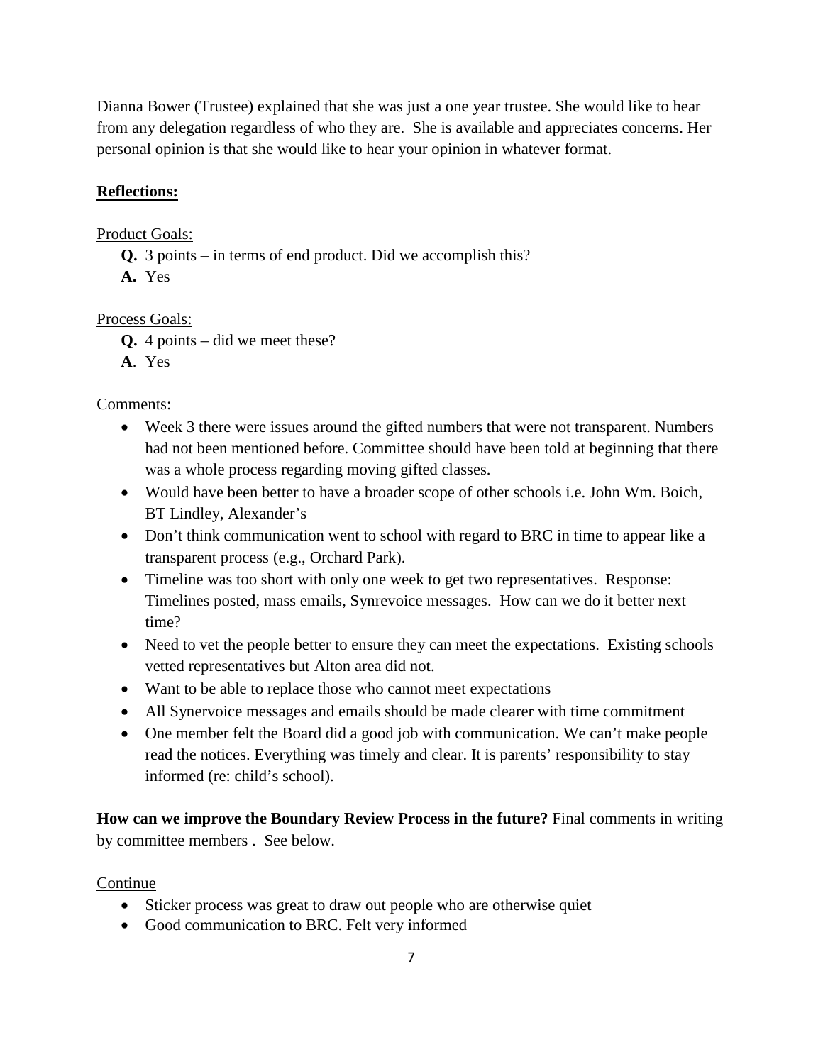Dianna Bower (Trustee) explained that she was just a one year trustee. She would like to hear from any delegation regardless of who they are. She is available and appreciates concerns. Her personal opinion is that she would like to hear your opinion in whatever format.

**Reflections:**

Product Goals:

**Q.** 3 points – in terms of end product. Did we accomplish this?
**A.** Yes

Process Goals:

**Q.** 4 points – did we meet these?
**A**. Yes

Comments:

- Week 3 there were issues around the gifted numbers that were not transparent. Numbers had not been mentioned before. Committee should have been told at beginning that there was a whole process regarding moving gifted classes.
- Would have been better to have a broader scope of other schools i.e. John Wm. Boich, BT Lindley, Alexander's
- Don't think communication went to school with regard to BRC in time to appear like a transparent process (e.g., Orchard Park).
- Timeline was too short with only one week to get two representatives. Response: Timelines posted, mass emails, Synrevoice messages. How can we do it better next time?
- Need to vet the people better to ensure they can meet the expectations. Existing schools vetted representatives but Alton area did not.
- Want to be able to replace those who cannot meet expectations
- All Synervoice messages and emails should be made clearer with time commitment
- One member felt the Board did a good job with communication. We can't make people read the notices. Everything was timely and clear. It is parents' responsibility to stay informed (re: child's school).

**How can we improve the Boundary Review Process in the future?** Final comments in writing by committee members . See below.

Continue

- Sticker process was great to draw out people who are otherwise quiet
- Good communication to BRC. Felt very informed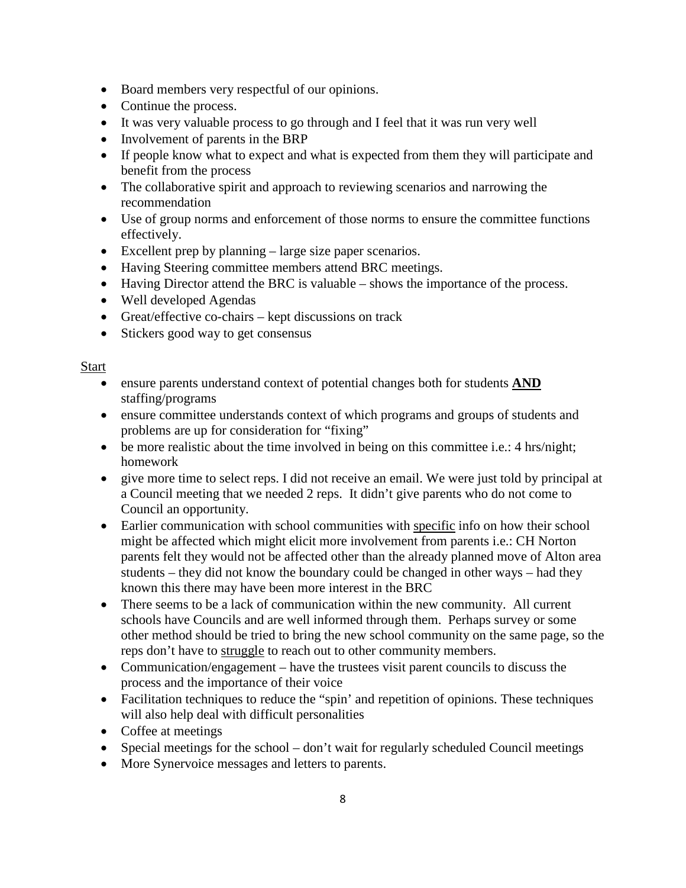- Board members very respectful of our opinions.
- Continue the process.
- It was very valuable process to go through and I feel that it was run very well
- Involvement of parents in the BRP
- If people know what to expect and what is expected from them they will participate and benefit from the process
- The collaborative spirit and approach to reviewing scenarios and narrowing the recommendation
- Use of group norms and enforcement of those norms to ensure the committee functions effectively.
- Excellent prep by planning – large size paper scenarios.
- Having Steering committee members attend BRC meetings.
- Having Director attend the BRC is valuable – shows the importance of the process.
- Well developed Agendas
- Great/effective co-chairs – kept discussions on track
- Stickers good way to get consensus

<u>Start</u>

- ensure parents understand context of potential changes both for students <u>**AND**</u> staffing/programs
- ensure committee understands context of which programs and groups of students and problems are up for consideration for "fixing"
- be more realistic about the time involved in being on this committee i.e.: 4 hrs/night; homework
- give more time to select reps. I did not receive an email. We were just told by principal at a Council meeting that we needed 2 reps. It didn't give parents who do not come to Council an opportunity.
- Earlier communication with school communities with <u>specific</u> info on how their school might be affected which might elicit more involvement from parents i.e.: CH Norton parents felt they would not be affected other than the already planned move of Alton area students – they did not know the boundary could be changed in other ways – had they known this there may have been more interest in the BRC
- There seems to be a lack of communication within the new community. All current schools have Councils and are well informed through them. Perhaps survey or some other method should be tried to bring the new school community on the same page, so the reps don't have to <u>struggle</u> to reach out to other community members.
- Communication/engagement – have the trustees visit parent councils to discuss the process and the importance of their voice
- Facilitation techniques to reduce the "spin' and repetition of opinions. These techniques will also help deal with difficult personalities
- Coffee at meetings
- Special meetings for the school – don't wait for regularly scheduled Council meetings
- More Synervoice messages and letters to parents.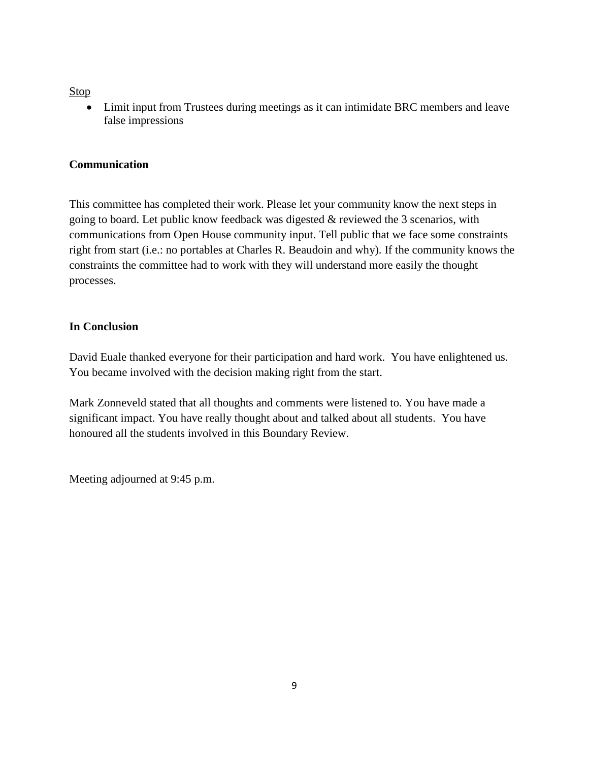Stop

- Limit input from Trustees during meetings as it can intimidate BRC members and leave false impressions

**Communication**

This committee has completed their work. Please let your community know the next steps in going to board. Let public know feedback was digested & reviewed the 3 scenarios, with communications from Open House community input. Tell public that we face some constraints right from start (i.e.: no portables at Charles R. Beaudoin and why). If the community knows the constraints the committee had to work with they will understand more easily the thought processes.

**In Conclusion**

David Euale thanked everyone for their participation and hard work. You have enlightened us. You became involved with the decision making right from the start.

Mark Zonneveld stated that all thoughts and comments were listened to. You have made a significant impact. You have really thought about and talked about all students. You have honoured all the students involved in this Boundary Review.

Meeting adjourned at 9:45 p.m.